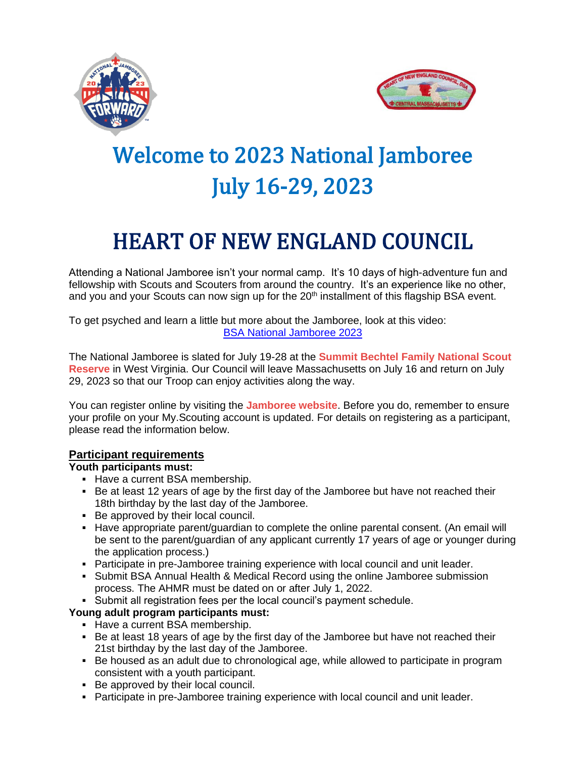# Welcome to 2023 National Jamboree
# July 16-29, 2023

# HEART OF NEW ENGLAND COUNCIL

Attending a National Jamboree isn't your normal camp. It's 10 days of high-adventure fun and fellowship with Scouts and Scouters from around the country. It's an experience like no other, and you and your Scouts can now sign up for the 20th installment of this flagship BSA event.

To get psyched and learn a little but more about the Jamboree, look at this video:
[BSA National Jamboree 2023]

The National Jamboree is slated for July 19-28 at the **Summit Bechtel Family National Scout Reserve** in West Virginia. Our Council will leave Massachusetts on July 16 and return on July 29, 2023 so that our Troop can enjoy activities along the way.

You can register online by visiting the **Jamboree website**. Before you do, remember to ensure your profile on your My.Scouting account is updated. For details on registering as a participant, please read the information below.

## Participant requirements

**Youth participants must:**

- Have a current BSA membership.
- Be at least 12 years of age by the first day of the Jamboree but have not reached their 18th birthday by the last day of the Jamboree.
- Be approved by their local council.
- Have appropriate parent/guardian to complete the online parental consent. (An email will be sent to the parent/guardian of any applicant currently 17 years of age or younger during the application process.)
- Participate in pre-Jamboree training experience with local council and unit leader.
- Submit BSA Annual Health & Medical Record using the online Jamboree submission process. The AHMR must be dated on or after July 1, 2022.
- Submit all registration fees per the local council's payment schedule.

**Young adult program participants must:**

- Have a current BSA membership.
- Be at least 18 years of age by the first day of the Jamboree but have not reached their 21st birthday by the last day of the Jamboree.
- Be housed as an adult due to chronological age, while allowed to participate in program consistent with a youth participant.
- Be approved by their local council.
- Participate in pre-Jamboree training experience with local council and unit leader.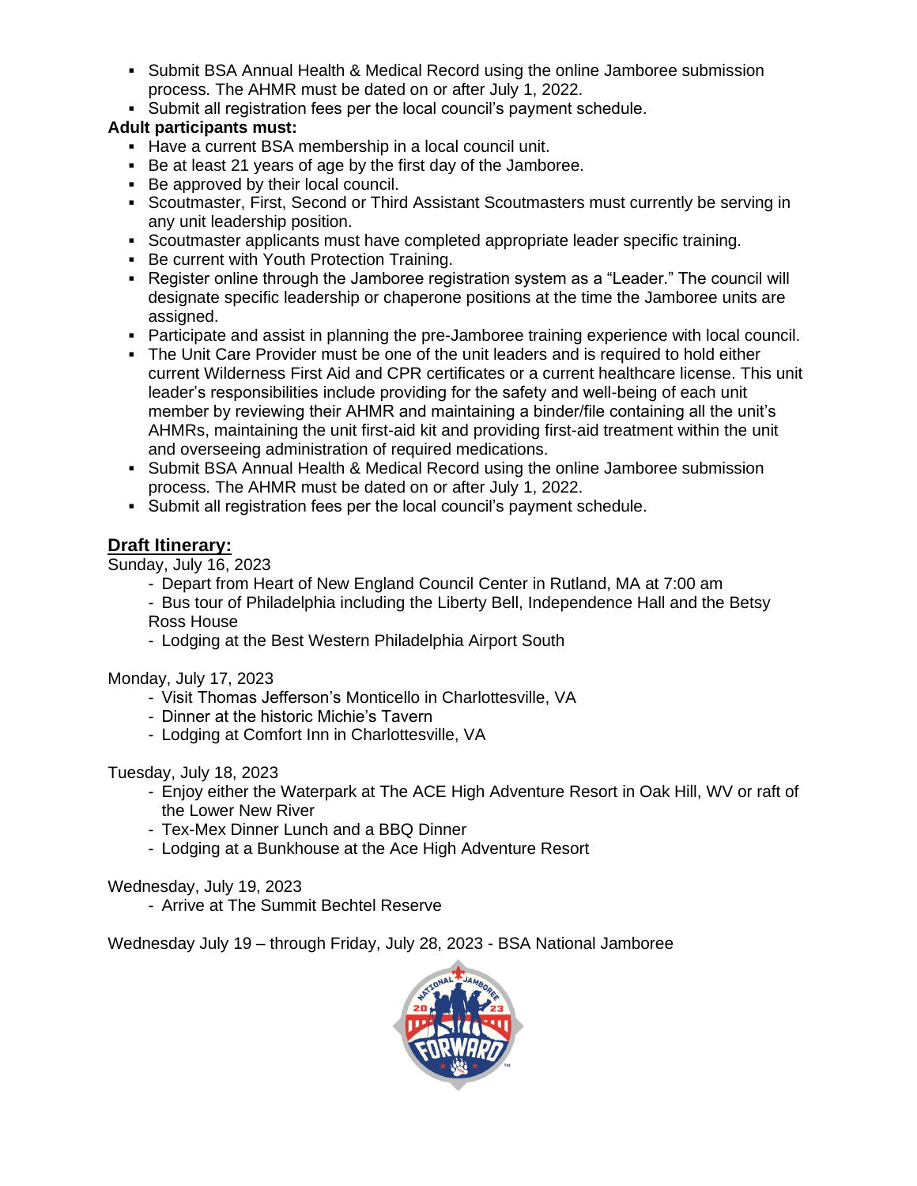- Submit BSA Annual Health & Medical Record using the online Jamboree submission process. The AHMR must be dated on or after July 1, 2022.
- Submit all registration fees per the local council's payment schedule.

**Adult participants must:**

- Have a current BSA membership in a local council unit.
- Be at least 21 years of age by the first day of the Jamboree.
- Be approved by their local council.
- Scoutmaster, First, Second or Third Assistant Scoutmasters must currently be serving in any unit leadership position.
- Scoutmaster applicants must have completed appropriate leader specific training.
- Be current with Youth Protection Training.
- Register online through the Jamboree registration system as a "Leader." The council will designate specific leadership or chaperone positions at the time the Jamboree units are assigned.
- Participate and assist in planning the pre-Jamboree training experience with local council.
- The Unit Care Provider must be one of the unit leaders and is required to hold either current Wilderness First Aid and CPR certificates or a current healthcare license. This unit leader's responsibilities include providing for the safety and well-being of each unit member by reviewing their AHMR and maintaining a binder/file containing all the unit's AHMRs, maintaining the unit first-aid kit and providing first-aid treatment within the unit and overseeing administration of required medications.
- Submit BSA Annual Health & Medical Record using the online Jamboree submission process. The AHMR must be dated on or after July 1, 2022.
- Submit all registration fees per the local council's payment schedule.

## Draft Itinerary:

Sunday, July 16, 2023

- Depart from Heart of New England Council Center in Rutland, MA at 7:00 am
- Bus tour of Philadelphia including the Liberty Bell, Independence Hall and the Betsy Ross House
- Lodging at the Best Western Philadelphia Airport South

Monday, July 17, 2023

- Visit Thomas Jefferson's Monticello in Charlottesville, VA
- Dinner at the historic Michie's Tavern
- Lodging at Comfort Inn in Charlottesville, VA

Tuesday, July 18, 2023

- Enjoy either the Waterpark at The ACE High Adventure Resort in Oak Hill, WV or raft of the Lower New River
- Tex-Mex Dinner Lunch and a BBQ Dinner
- Lodging at a Bunkhouse at the Ace High Adventure Resort

Wednesday, July 19, 2023

- Arrive at The Summit Bechtel Reserve

Wednesday July 19 – through Friday, July 28, 2023 - BSA National Jamboree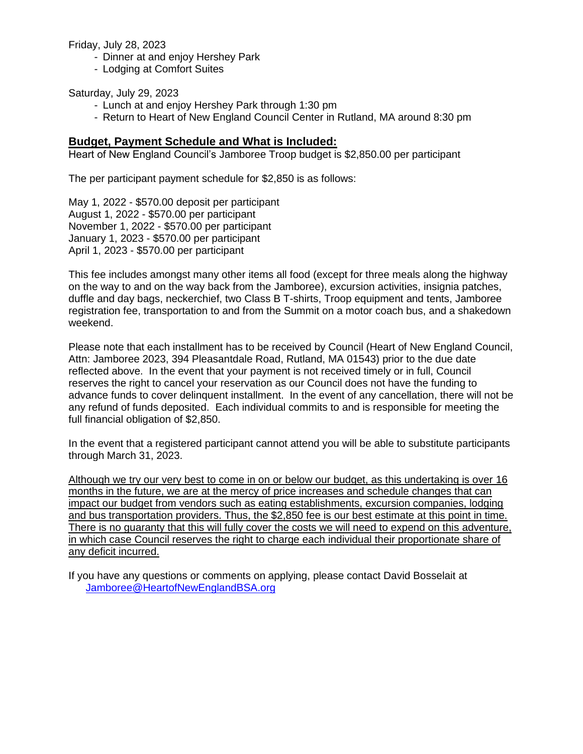Friday, July 28, 2023

- Dinner at and enjoy Hershey Park
- Lodging at Comfort Suites

Saturday, July 29, 2023

- Lunch at and enjoy Hershey Park through 1:30 pm
- Return to Heart of New England Council Center in Rutland, MA around 8:30 pm

## Budget, Payment Schedule and What is Included:

Heart of New England Council's Jamboree Troop budget is $2,850.00 per participant

The per participant payment schedule for $2,850 is as follows:

May 1, 2022 - $570.00 deposit per participant
August 1, 2022 - $570.00 per participant
November 1, 2022 - $570.00 per participant
January 1, 2023 - $570.00 per participant
April 1, 2023 - $570.00 per participant

This fee includes amongst many other items all food (except for three meals along the highway on the way to and on the way back from the Jamboree), excursion activities, insignia patches, duffle and day bags, neckerchief, two Class B T-shirts, Troop equipment and tents, Jamboree registration fee, transportation to and from the Summit on a motor coach bus, and a shakedown weekend.

Please note that each installment has to be received by Council (Heart of New England Council, Attn: Jamboree 2023, 394 Pleasantdale Road, Rutland, MA 01543) prior to the due date reflected above. In the event that your payment is not received timely or in full, Council reserves the right to cancel your reservation as our Council does not have the funding to advance funds to cover delinquent installment. In the event of any cancellation, there will not be any refund of funds deposited. Each individual commits to and is responsible for meeting the full financial obligation of $2,850.

In the event that a registered participant cannot attend you will be able to substitute participants through March 31, 2023.

Although we try our very best to come in on or below our budget, as this undertaking is over 16 months in the future, we are at the mercy of price increases and schedule changes that can impact our budget from vendors such as eating establishments, excursion companies, lodging and bus transportation providers. Thus, the $2,850 fee is our best estimate at this point in time. There is no guaranty that this will fully cover the costs we will need to expend on this adventure, in which case Council reserves the right to charge each individual their proportionate share of any deficit incurred.

If you have any questions or comments on applying, please contact David Bosselait at Jamboree@HeartofNewEnglandBSA.org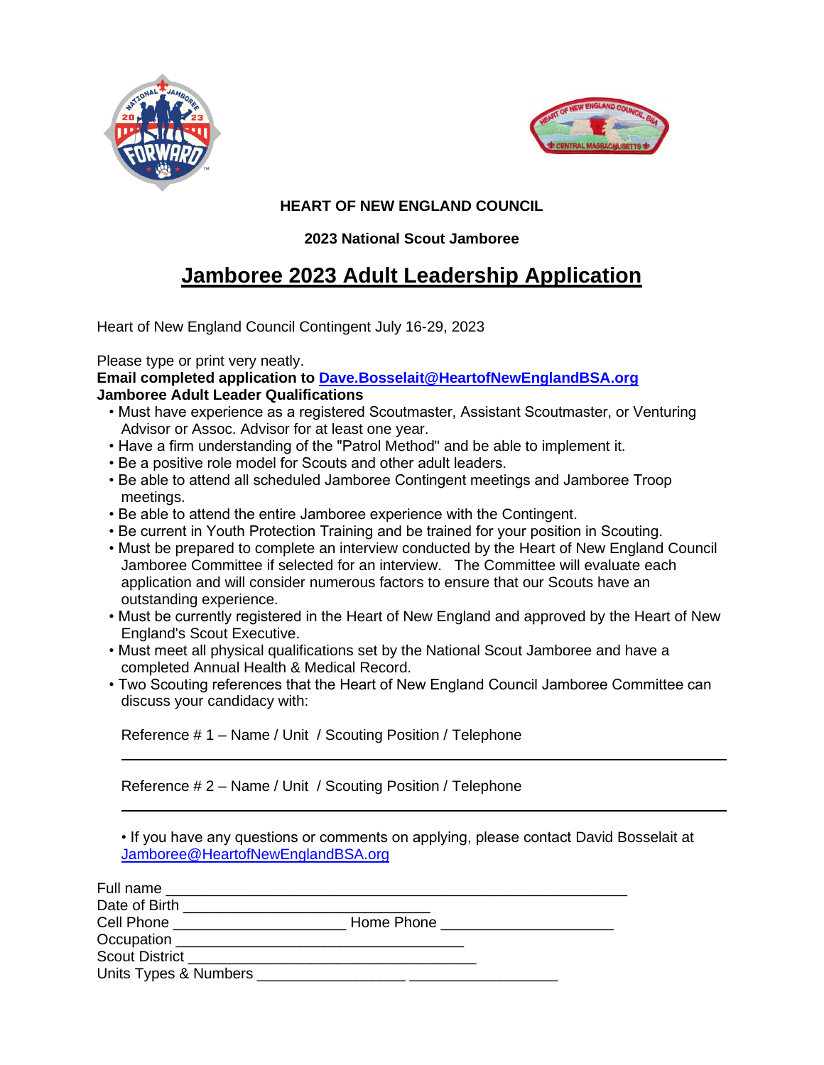**HEART OF NEW ENGLAND COUNCIL**

**2023 National Scout Jamboree**

# Jamboree 2023 Adult Leadership Application

Heart of New England Council Contingent July 16-29, 2023

Please type or print very neatly.
**Email completed application to Dave.Bosselait@HeartofNewEnglandBSA.org**
**Jamboree Adult Leader Qualifications**

- Must have experience as a registered Scoutmaster, Assistant Scoutmaster, or Venturing Advisor or Assoc. Advisor for at least one year.
- Have a firm understanding of the "Patrol Method" and be able to implement it.
- Be a positive role model for Scouts and other adult leaders.
- Be able to attend all scheduled Jamboree Contingent meetings and Jamboree Troop meetings.
- Be able to attend the entire Jamboree experience with the Contingent.
- Be current in Youth Protection Training and be trained for your position in Scouting.
- Must be prepared to complete an interview conducted by the Heart of New England Council Jamboree Committee if selected for an interview. The Committee will evaluate each application and will consider numerous factors to ensure that our Scouts have an outstanding experience.
- Must be currently registered in the Heart of New England and approved by the Heart of New England's Scout Executive.
- Must meet all physical qualifications set by the National Scout Jamboree and have a completed Annual Health & Medical Record.
- Two Scouting references that the Heart of New England Council Jamboree Committee can discuss your candidacy with:

  Reference # 1 – Name / Unit / Scouting Position / Telephone

  ______________________________________________________________

  Reference # 2 – Name / Unit / Scouting Position / Telephone

  ______________________________________________________________

- If you have any questions or comments on applying, please contact David Bosselait at Jamboree@HeartofNewEnglandBSA.org

Full name ______________________________________________________
Date of Birth ____________________________
Cell Phone ____________________ Home Phone ____________________
Occupation ________________________________
Scout District ________________________________
Units Types & Numbers _________________ _________________